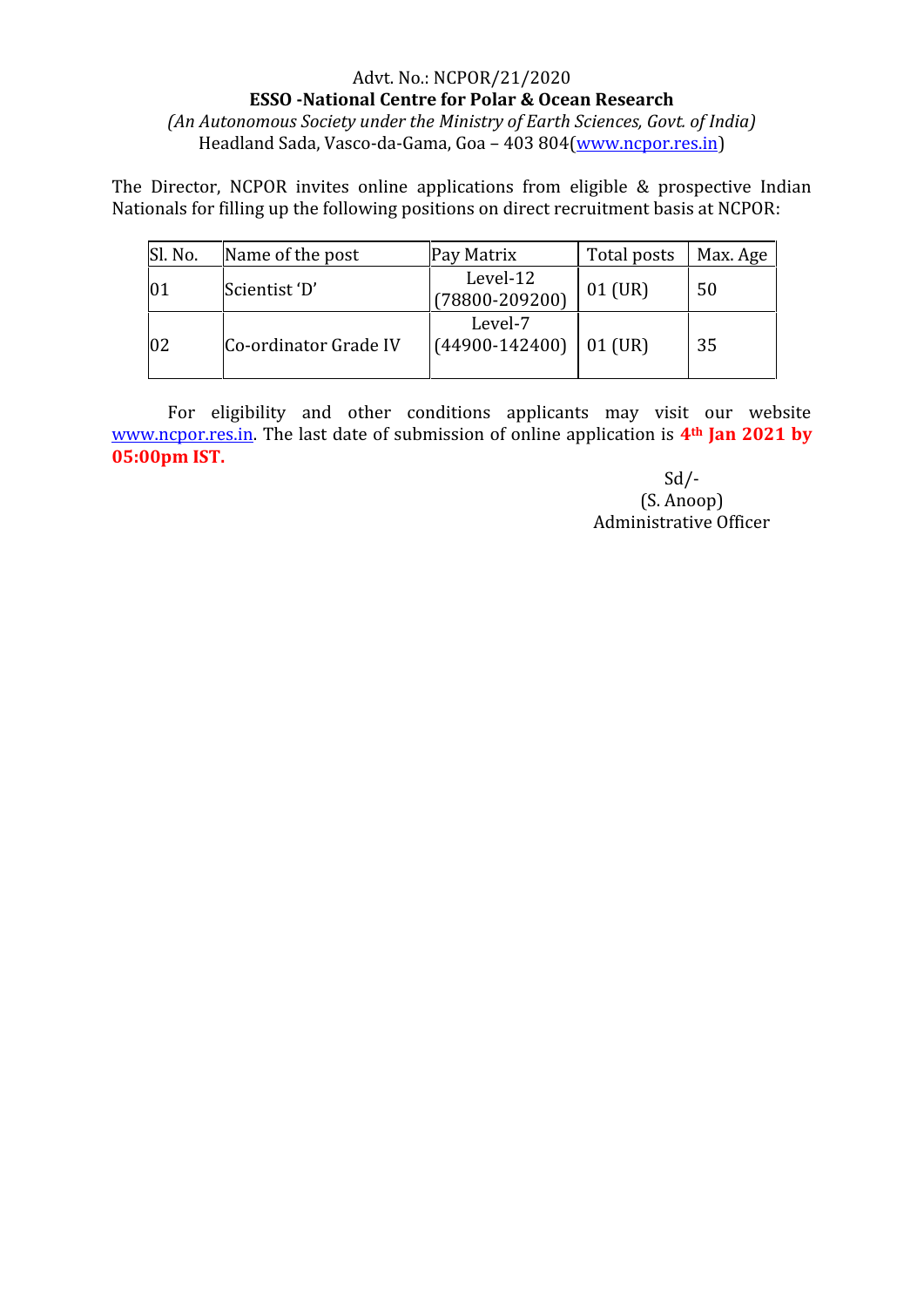Advt. No.: NCPOR/21/2020

**ESSO -National Centre for Polar & Ocean Research**

*(An Autonomous Society under the Ministry of Earth Sciences, Govt. of India)*

Headland Sada, Vasco-da-Gama, Goa – 403 804(www.ncpor.res.in)

The Director, NCPOR invites online applications from eligible & prospective Indian Nationals for filling up the following positions on direct recruitment basis at NCPOR:

| Sl. No. | Name of the post | Pay Matrix | Total posts | Max. Age |
|---|---|---|---|---|
| 01 | Scientist 'D' | Level-12 (78800-209200) | 01 (UR) | 50 |
| 02 | Co-ordinator Grade IV | Level-7 (44900-142400) | 01 (UR) | 35 |

For eligibility and other conditions applicants may visit our website www.ncpor.res.in. The last date of submission of online application is **4th Jan 2021 by 05:00pm IST.**

Sd/-

(S. Anoop)

Administrative Officer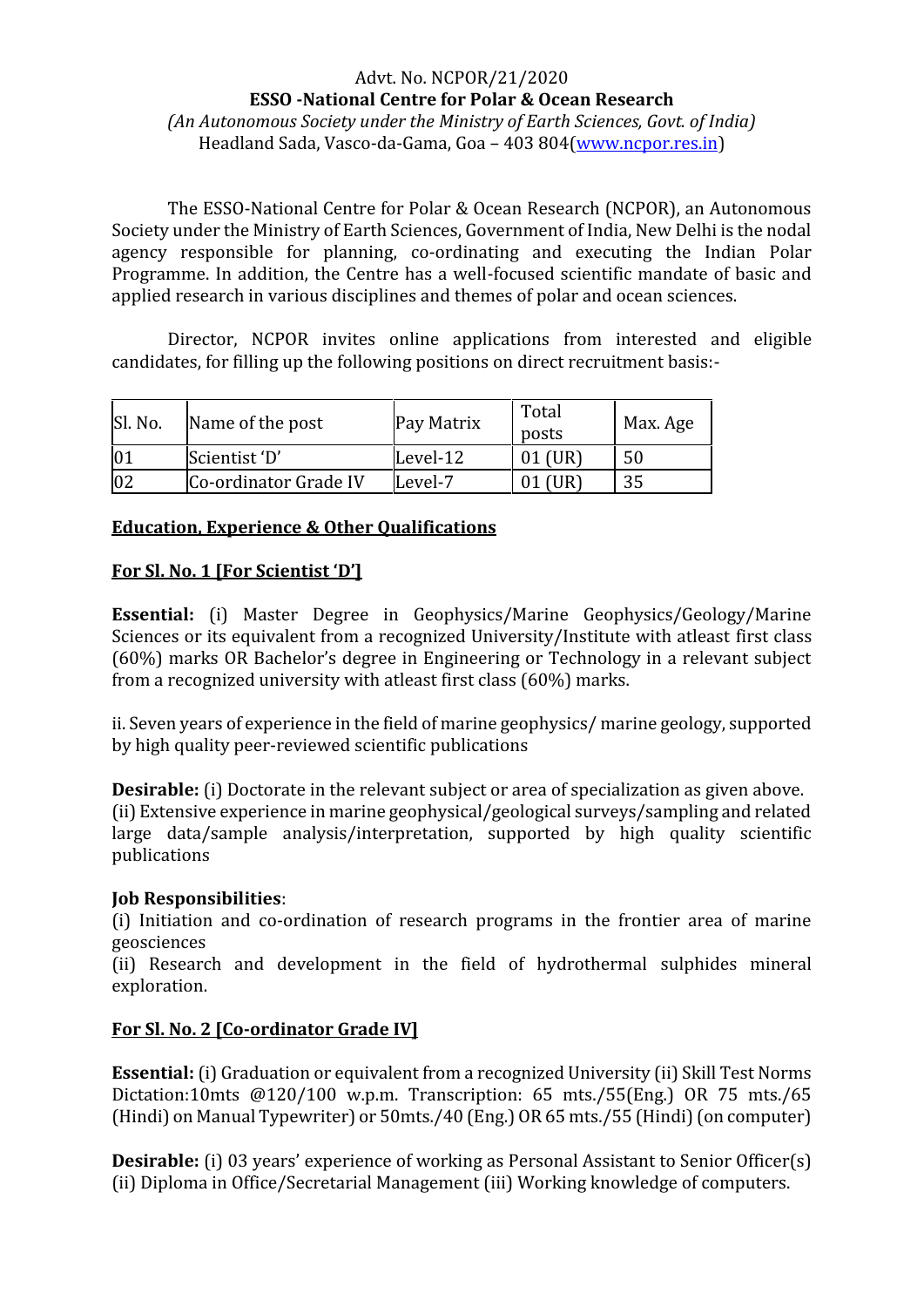Advt. No. NCPOR/21/2020

**ESSO -National Centre for Polar & Ocean Research**

*(An Autonomous Society under the Ministry of Earth Sciences, Govt. of India)*

Headland Sada, Vasco-da-Gama, Goa – 403 804(www.ncpor.res.in)

The ESSO-National Centre for Polar & Ocean Research (NCPOR), an Autonomous Society under the Ministry of Earth Sciences, Government of India, New Delhi is the nodal agency responsible for planning, co-ordinating and executing the Indian Polar Programme. In addition, the Centre has a well-focused scientific mandate of basic and applied research in various disciplines and themes of polar and ocean sciences.

Director, NCPOR invites online applications from interested and eligible candidates, for filling up the following positions on direct recruitment basis:-

| Sl. No. | Name of the post | Pay Matrix | Total posts | Max. Age |
|---|---|---|---|---|
| 01 | Scientist 'D' | Level-12 | 01 (UR) | 50 |
| 02 | Co-ordinator Grade IV | Level-7 | 01 (UR) | 35 |

**Education, Experience & Other Qualifications**

**For Sl. No. 1 [For Scientist 'D']**

**Essential:** (i) Master Degree in Geophysics/Marine Geophysics/Geology/Marine Sciences or its equivalent from a recognized University/Institute with atleast first class (60%) marks OR Bachelor's degree in Engineering or Technology in a relevant subject from a recognized university with atleast first class (60%) marks.

ii. Seven years of experience in the field of marine geophysics/ marine geology, supported by high quality peer-reviewed scientific publications

**Desirable:** (i) Doctorate in the relevant subject or area of specialization as given above.
(ii) Extensive experience in marine geophysical/geological surveys/sampling and related large data/sample analysis/interpretation, supported by high quality scientific publications

**Job Responsibilities**:
(i) Initiation and co-ordination of research programs in the frontier area of marine geosciences
(ii) Research and development in the field of hydrothermal sulphides mineral exploration.

**For Sl. No. 2 [Co-ordinator Grade IV]**

**Essential:** (i) Graduation or equivalent from a recognized University (ii) Skill Test Norms Dictation:10mts @120/100 w.p.m. Transcription: 65 mts./55(Eng.) OR 75 mts./65 (Hindi) on Manual Typewriter) or 50mts./40 (Eng.) OR 65 mts./55 (Hindi) (on computer)

**Desirable:** (i) 03 years' experience of working as Personal Assistant to Senior Officer(s) (ii) Diploma in Office/Secretarial Management (iii) Working knowledge of computers.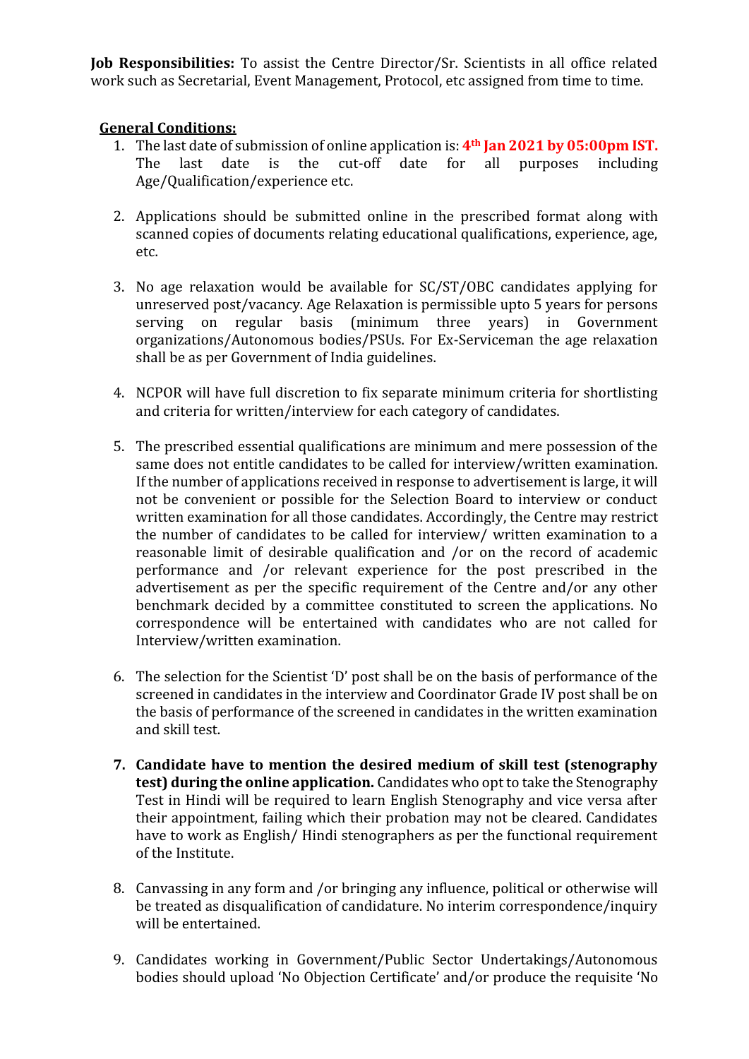**Job Responsibilities:** To assist the Centre Director/Sr. Scientists in all office related work such as Secretarial, Event Management, Protocol, etc assigned from time to time.

**General Conditions:**

1. The last date of submission of online application is: **4th Jan 2021 by 05:00pm IST.** The last date is the cut-off date for all purposes including Age/Qualification/experience etc.

2. Applications should be submitted online in the prescribed format along with scanned copies of documents relating educational qualifications, experience, age, etc.

3. No age relaxation would be available for SC/ST/OBC candidates applying for unreserved post/vacancy. Age Relaxation is permissible upto 5 years for persons serving on regular basis (minimum three years) in Government organizations/Autonomous bodies/PSUs. For Ex-Serviceman the age relaxation shall be as per Government of India guidelines.

4. NCPOR will have full discretion to fix separate minimum criteria for shortlisting and criteria for written/interview for each category of candidates.

5. The prescribed essential qualifications are minimum and mere possession of the same does not entitle candidates to be called for interview/written examination. If the number of applications received in response to advertisement is large, it will not be convenient or possible for the Selection Board to interview or conduct written examination for all those candidates. Accordingly, the Centre may restrict the number of candidates to be called for interview/ written examination to a reasonable limit of desirable qualification and /or on the record of academic performance and /or relevant experience for the post prescribed in the advertisement as per the specific requirement of the Centre and/or any other benchmark decided by a committee constituted to screen the applications. No correspondence will be entertained with candidates who are not called for Interview/written examination.

6. The selection for the Scientist 'D' post shall be on the basis of performance of the screened in candidates in the interview and Coordinator Grade IV post shall be on the basis of performance of the screened in candidates in the written examination and skill test.

7. **Candidate have to mention the desired medium of skill test (stenography test) during the online application.** Candidates who opt to take the Stenography Test in Hindi will be required to learn English Stenography and vice versa after their appointment, failing which their probation may not be cleared. Candidates have to work as English/ Hindi stenographers as per the functional requirement of the Institute.

8. Canvassing in any form and /or bringing any influence, political or otherwise will be treated as disqualification of candidature. No interim correspondence/inquiry will be entertained.

9. Candidates working in Government/Public Sector Undertakings/Autonomous bodies should upload 'No Objection Certificate' and/or produce the requisite 'No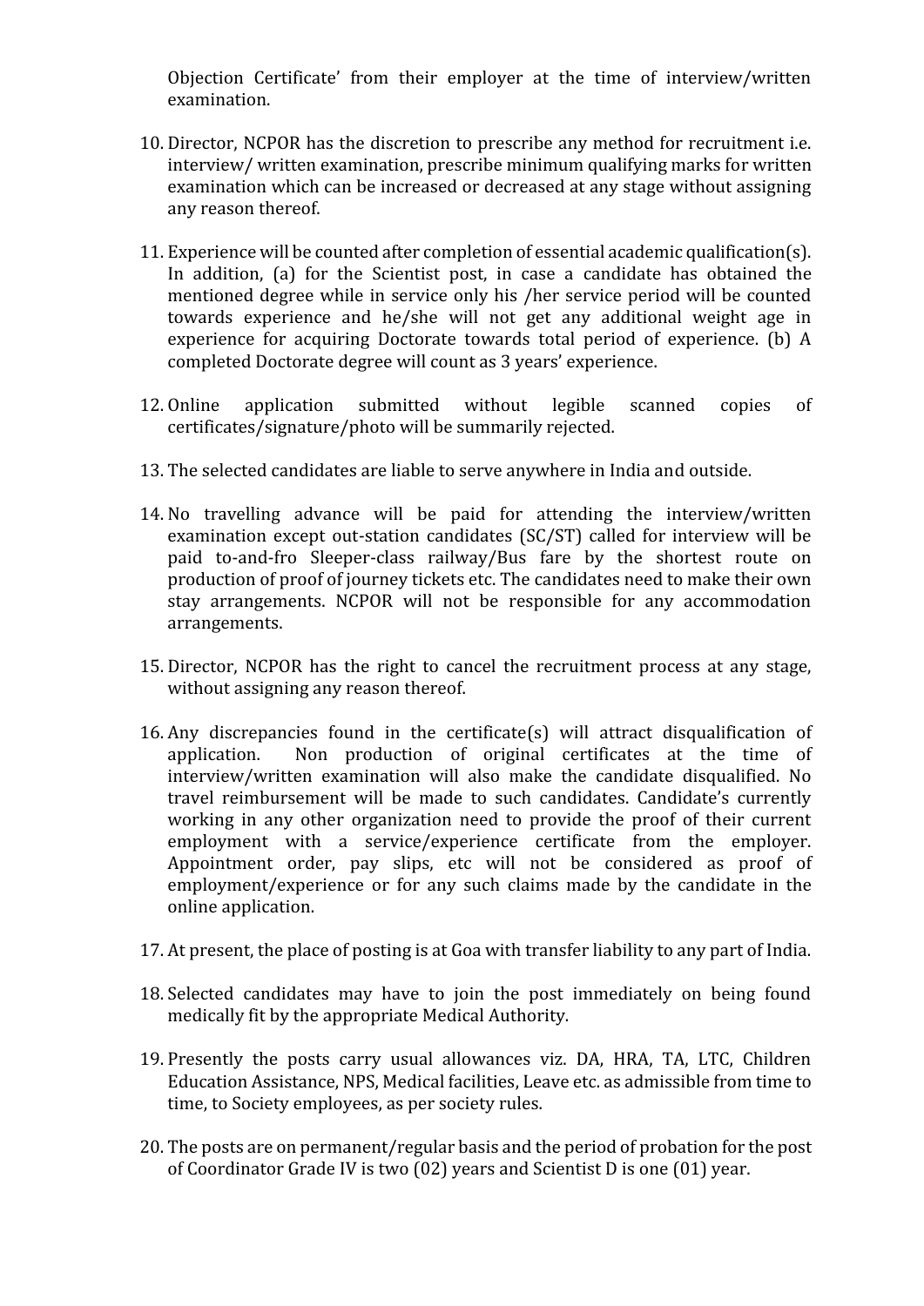Objection Certificate' from their employer at the time of interview/written examination.

10. Director, NCPOR has the discretion to prescribe any method for recruitment i.e. interview/ written examination, prescribe minimum qualifying marks for written examination which can be increased or decreased at any stage without assigning any reason thereof.

11. Experience will be counted after completion of essential academic qualification(s). In addition, (a) for the Scientist post, in case a candidate has obtained the mentioned degree while in service only his /her service period will be counted towards experience and he/she will not get any additional weight age in experience for acquiring Doctorate towards total period of experience. (b) A completed Doctorate degree will count as 3 years' experience.

12. Online application submitted without legible scanned copies of certificates/signature/photo will be summarily rejected.

13. The selected candidates are liable to serve anywhere in India and outside.

14. No travelling advance will be paid for attending the interview/written examination except out-station candidates (SC/ST) called for interview will be paid to-and-fro Sleeper-class railway/Bus fare by the shortest route on production of proof of journey tickets etc. The candidates need to make their own stay arrangements. NCPOR will not be responsible for any accommodation arrangements.

15. Director, NCPOR has the right to cancel the recruitment process at any stage, without assigning any reason thereof.

16. Any discrepancies found in the certificate(s) will attract disqualification of application. Non production of original certificates at the time of interview/written examination will also make the candidate disqualified. No travel reimbursement will be made to such candidates. Candidate's currently working in any other organization need to provide the proof of their current employment with a service/experience certificate from the employer. Appointment order, pay slips, etc will not be considered as proof of employment/experience or for any such claims made by the candidate in the online application.

17. At present, the place of posting is at Goa with transfer liability to any part of India.

18. Selected candidates may have to join the post immediately on being found medically fit by the appropriate Medical Authority.

19. Presently the posts carry usual allowances viz. DA, HRA, TA, LTC, Children Education Assistance, NPS, Medical facilities, Leave etc. as admissible from time to time, to Society employees, as per society rules.

20. The posts are on permanent/regular basis and the period of probation for the post of Coordinator Grade IV is two (02) years and Scientist D is one (01) year.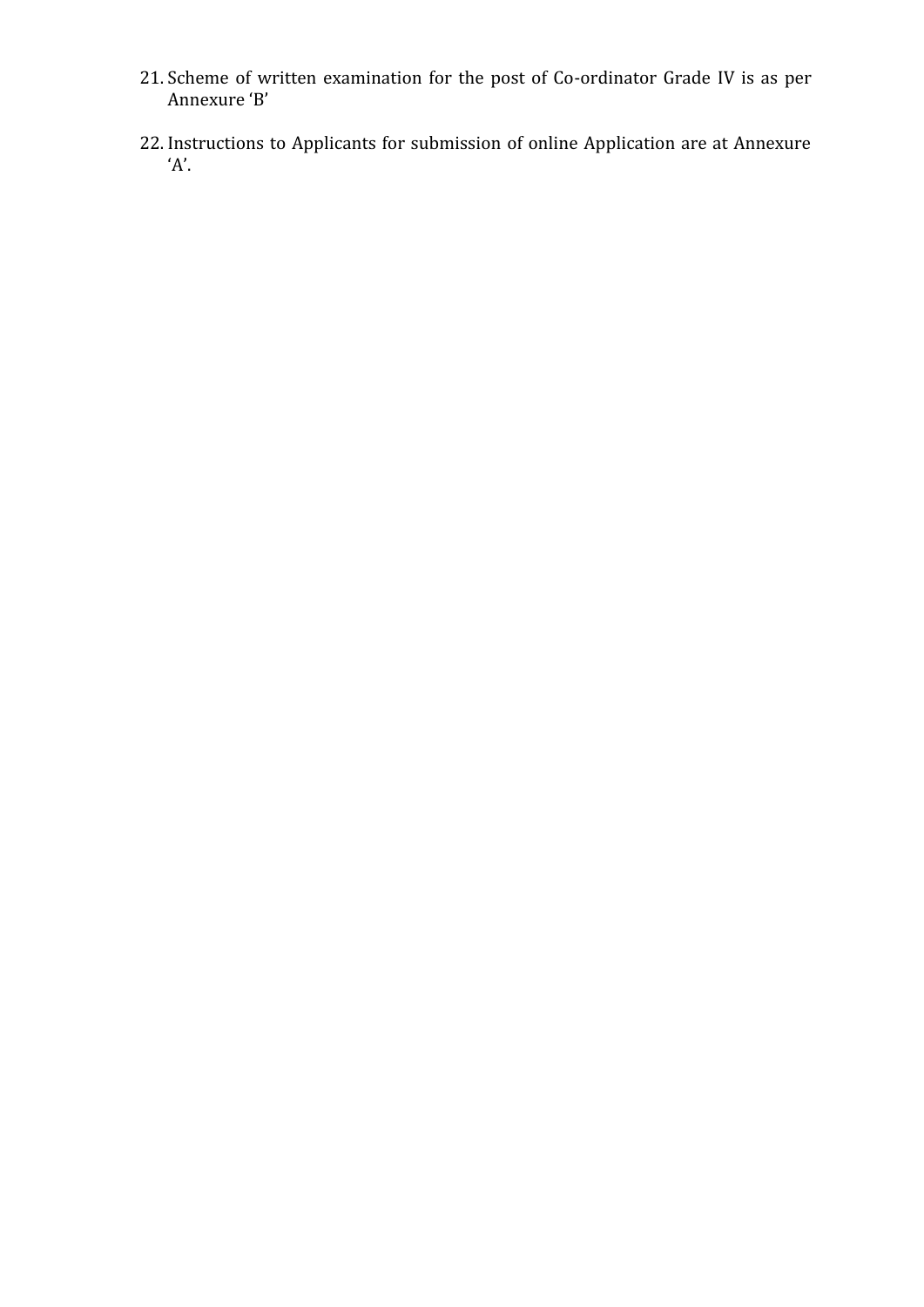21. Scheme of written examination for the post of Co-ordinator Grade IV is as per Annexure 'B'

22. Instructions to Applicants for submission of online Application are at Annexure 'A'.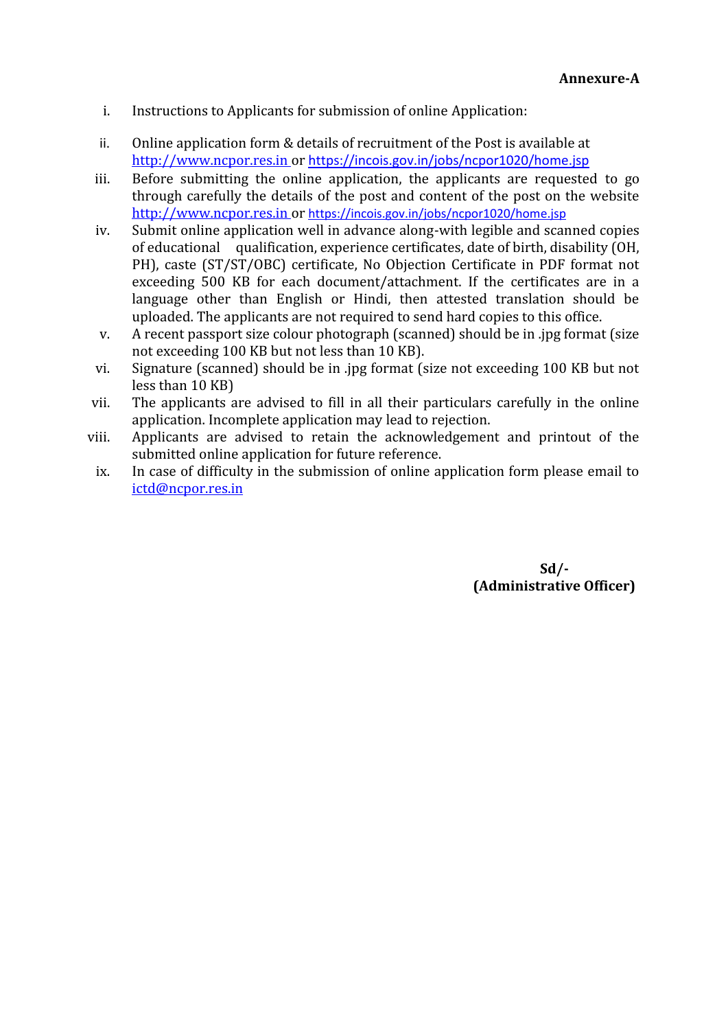**Annexure-A**

i. Instructions to Applicants for submission of online Application:

ii. Online application form & details of recruitment of the Post is available at http://www.ncpor.res.in or https://incois.gov.in/jobs/ncpor1020/home.jsp

iii. Before submitting the online application, the applicants are requested to go through carefully the details of the post and content of the post on the website http://www.ncpor.res.in or https://incois.gov.in/jobs/ncpor1020/home.jsp

iv. Submit online application well in advance along-with legible and scanned copies of educational qualification, experience certificates, date of birth, disability (OH, PH), caste (ST/ST/OBC) certificate, No Objection Certificate in PDF format not exceeding 500 KB for each document/attachment. If the certificates are in a language other than English or Hindi, then attested translation should be uploaded. The applicants are not required to send hard copies to this office.

v. A recent passport size colour photograph (scanned) should be in .jpg format (size not exceeding 100 KB but not less than 10 KB).

vi. Signature (scanned) should be in .jpg format (size not exceeding 100 KB but not less than 10 KB)

vii. The applicants are advised to fill in all their particulars carefully in the online application. Incomplete application may lead to rejection.

viii. Applicants are advised to retain the acknowledgement and printout of the submitted online application for future reference.

ix. In case of difficulty in the submission of online application form please email to ictd@ncpor.res.in

**Sd/-**
**(Administrative Officer)**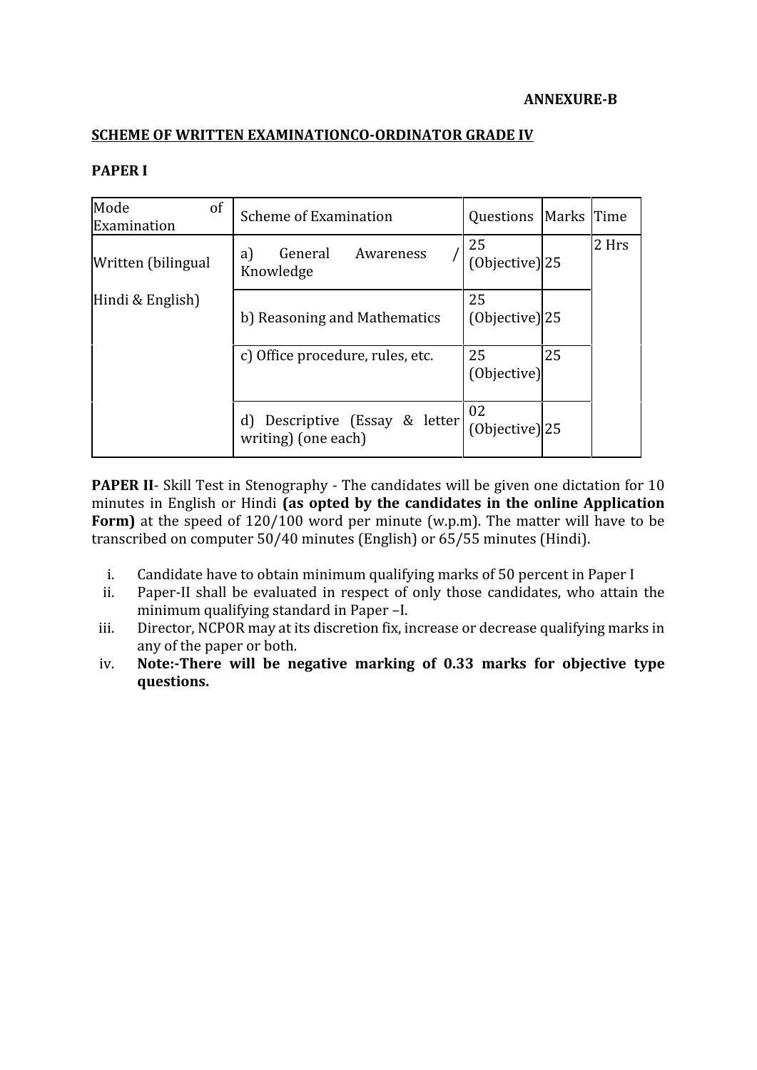**ANNEXURE-B**

**SCHEME OF WRITTEN EXAMINATIONCO-ORDINATOR GRADE IV**

**PAPER I**

| Mode of Examination | Scheme of Examination | Questions | Marks | Time |
|---|---|---|---|---|
| Written (bilingual Hindi & English) | a) General Awareness / Knowledge | 25 (Objective) | 25 | 2 Hrs |
| | b) Reasoning and Mathematics | 25 (Objective) | 25 | |
| | c) Office procedure, rules, etc. | 25 (Objective) | 25 | |
| | d) Descriptive (Essay & letter writing) (one each) | 02 (Objective) | 25 | |

**PAPER II**- Skill Test in Stenography - The candidates will be given one dictation for 10 minutes in English or Hindi **(as opted by the candidates in the online Application Form)** at the speed of 120/100 word per minute (w.p.m). The matter will have to be transcribed on computer 50/40 minutes (English) or 65/55 minutes (Hindi).

i. Candidate have to obtain minimum qualifying marks of 50 percent in Paper I
ii. Paper-II shall be evaluated in respect of only those candidates, who attain the minimum qualifying standard in Paper –I.
iii. Director, NCPOR may at its discretion fix, increase or decrease qualifying marks in any of the paper or both.
iv. **Note:-There will be negative marking of 0.33 marks for objective type questions.**